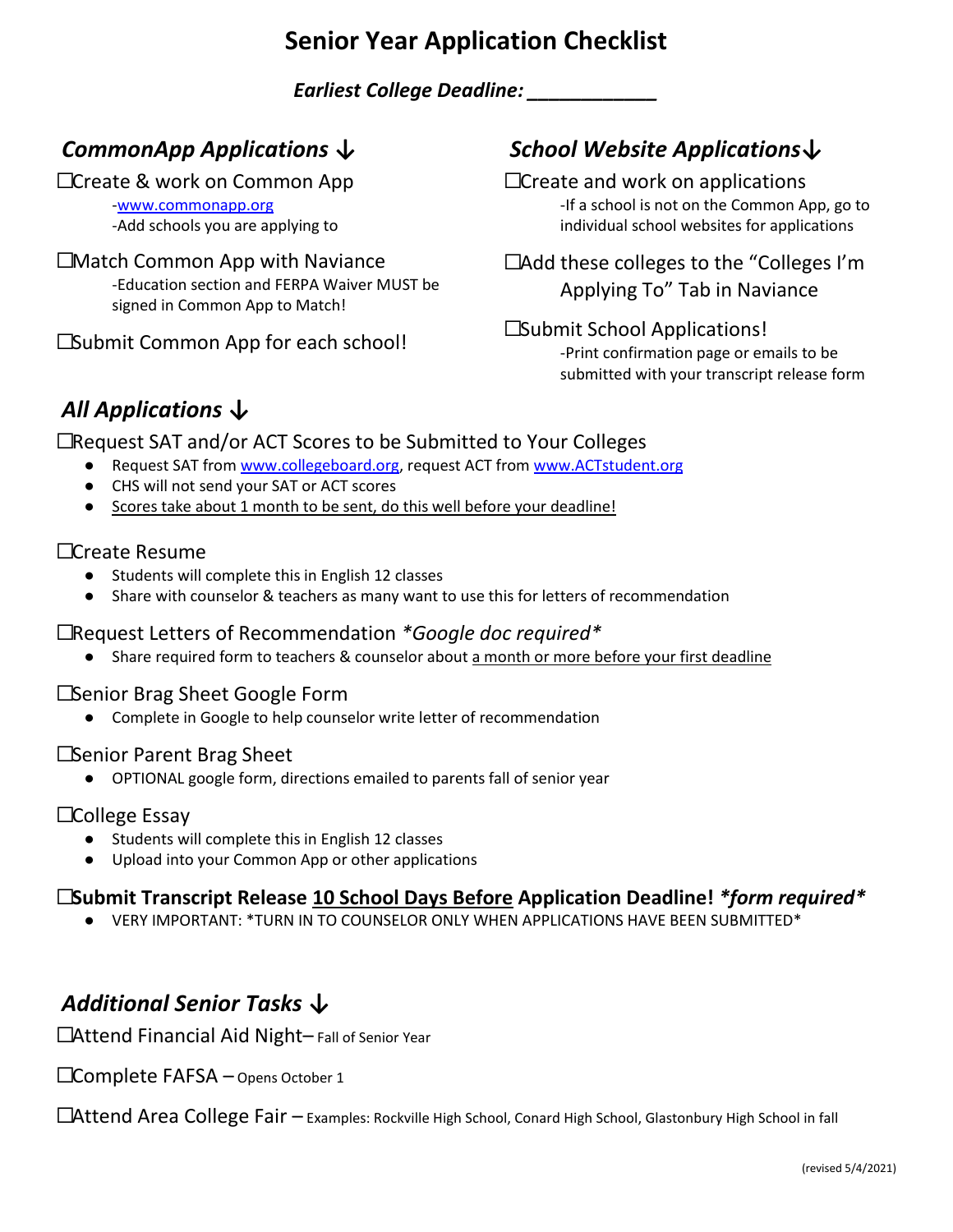# Senior Year Application Checklist

***Earliest College Deadline: ____________***

## *CommonApp Applications ↓*

☐Create & work on Common App
- -www.commonapp.org
- -Add schools you are applying to

☐Match Common App with Naviance
- -Education section and FERPA Waiver MUST be signed in Common App to Match!

☐Submit Common App for each school!

## *School Website Applications↓*

☐Create and work on applications
- -If a school is not on the Common App, go to individual school websites for applications

☐Add these colleges to the "Colleges I'm Applying To" Tab in Naviance

☐Submit School Applications!
- -Print confirmation page or emails to be submitted with your transcript release form

## *All Applications ↓*

☐Request SAT and/or ACT Scores to be Submitted to Your Colleges
- Request SAT from www.collegeboard.org, request ACT from www.ACTstudent.org
- CHS will not send your SAT or ACT scores
- Scores take about 1 month to be sent, do this well before your deadline!

☐Create Resume
- Students will complete this in English 12 classes
- Share with counselor & teachers as many want to use this for letters of recommendation

☐Request Letters of Recommendation *\*Google doc required\**
- Share required form to teachers & counselor about a month or more before your first deadline

☐Senior Brag Sheet Google Form
- Complete in Google to help counselor write letter of recommendation

☐Senior Parent Brag Sheet
- OPTIONAL google form, directions emailed to parents fall of senior year

☐College Essay
- Students will complete this in English 12 classes
- Upload into your Common App or other applications

**☐Submit Transcript Release 10 School Days Before Application Deadline!** ***\*form required\****
- VERY IMPORTANT: \*TURN IN TO COUNSELOR ONLY WHEN APPLICATIONS HAVE BEEN SUBMITTED\*

## *Additional Senior Tasks ↓*

☐Attend Financial Aid Night– Fall of Senior Year

☐Complete FAFSA – Opens October 1

☐Attend Area College Fair – Examples: Rockville High School, Conard High School, Glastonbury High School in fall

(revised 5/4/2021)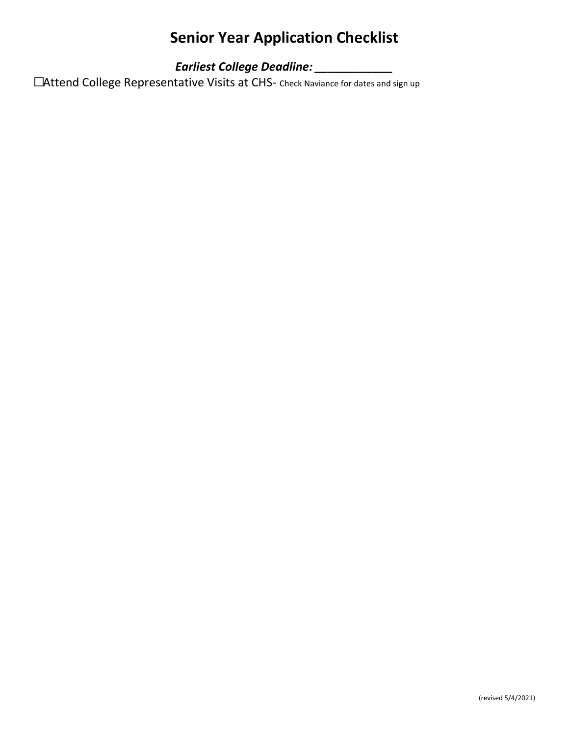# Senior Year Application Checklist

***Earliest College Deadline: ____________***

☐Attend College Representative Visits at CHS- Check Naviance for dates and sign up

(revised 5/4/2021)